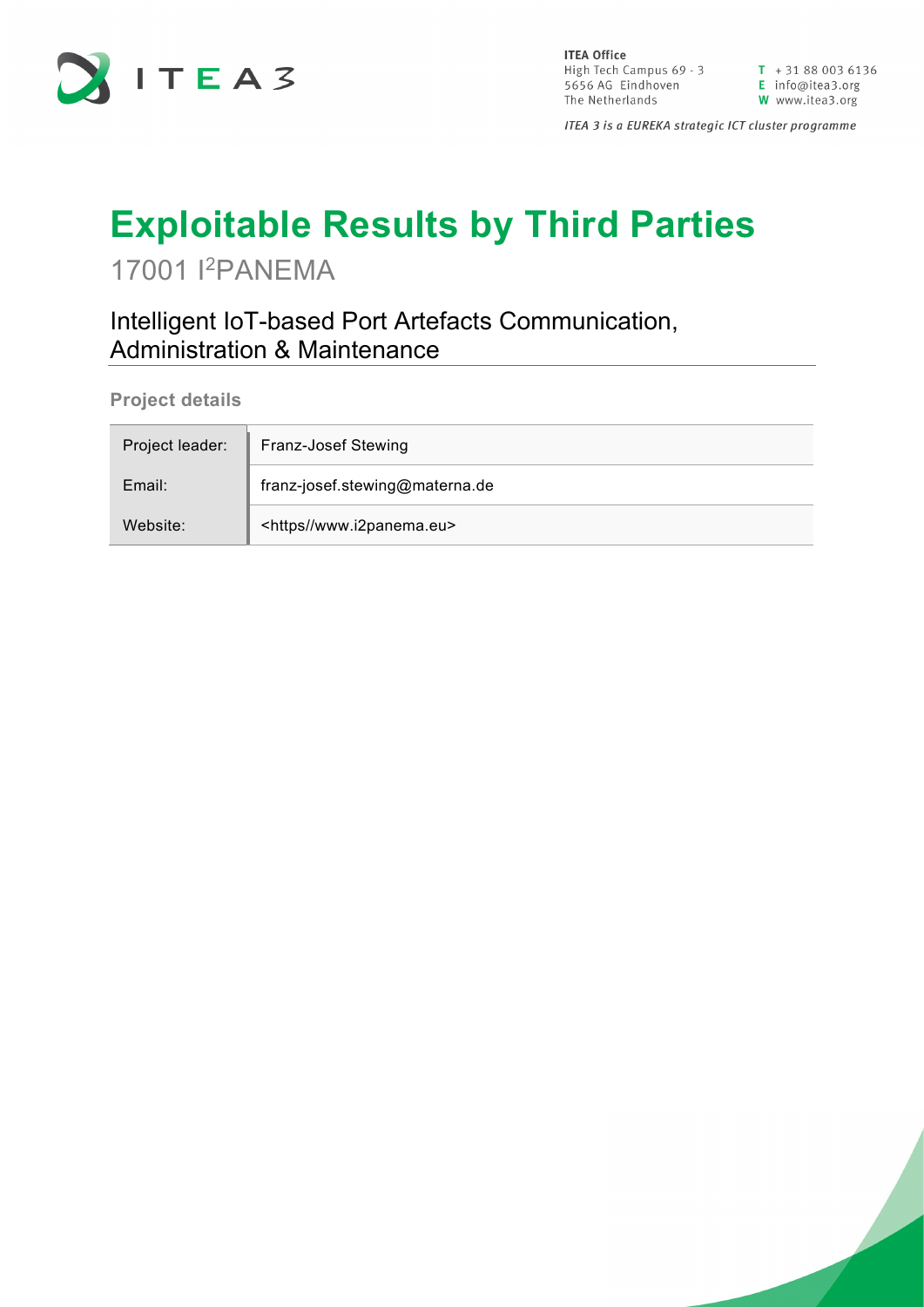ITEA Office
High Tech Campus 69 - 3
5656 AG Eindhoven
The Netherlands

T + 31 88 003 6136
E info@itea3.org
W www.itea3.org

*ITEA 3 is a EUREKA strategic ICT cluster programme*

# Exploitable Results by Third Parties

17001 I[2]PANEMA

## Intelligent IoT-based Port Artefacts Communication, Administration & Maintenance

### Project details

| Project leader: | Franz-Josef Stewing |
|---|---|
| Email: | franz-josef.stewing@materna.de |
| Website: | <https//www.i2panema.eu> |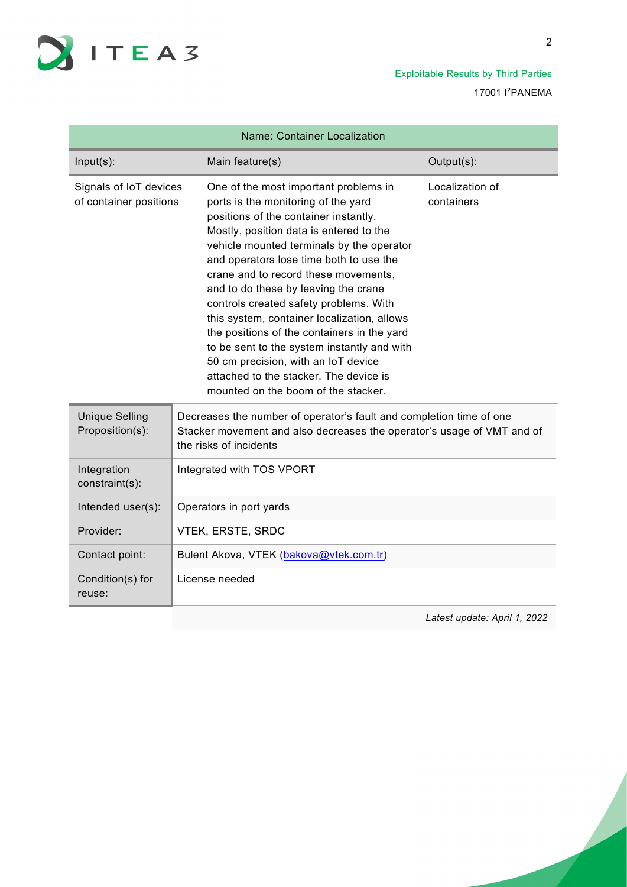| Name: Container Localization | | |
|---|---|---|
| Input(s): | Main feature(s) | Output(s): |
| Signals of IoT devices of container positions | One of the most important problems in ports is the monitoring of the yard positions of the container instantly. Mostly, position data is entered to the vehicle mounted terminals by the operator and operators lose time both to use the crane and to record these movements, and to do these by leaving the crane controls created safety problems. With this system, container localization, allows the positions of the containers in the yard to be sent to the system instantly and with 50 cm precision, with an IoT device attached to the stacker. The device is mounted on the boom of the stacker. | Localization of containers |

| | |
|---|---|
| Unique Selling Proposition(s): | Decreases the number of operator's fault and completion time of one Stacker movement and also decreases the operator's usage of VMT and of the risks of incidents |
| Integration constraint(s): | Integrated with TOS VPORT |
| Intended user(s): | Operators in port yards |
| Provider: | VTEK, ERSTE, SRDC |
| Contact point: | Bulent Akova, VTEK (bakova@vtek.com.tr) |
| Condition(s) for reuse: | License needed |

*Latest update: April 1, 2022*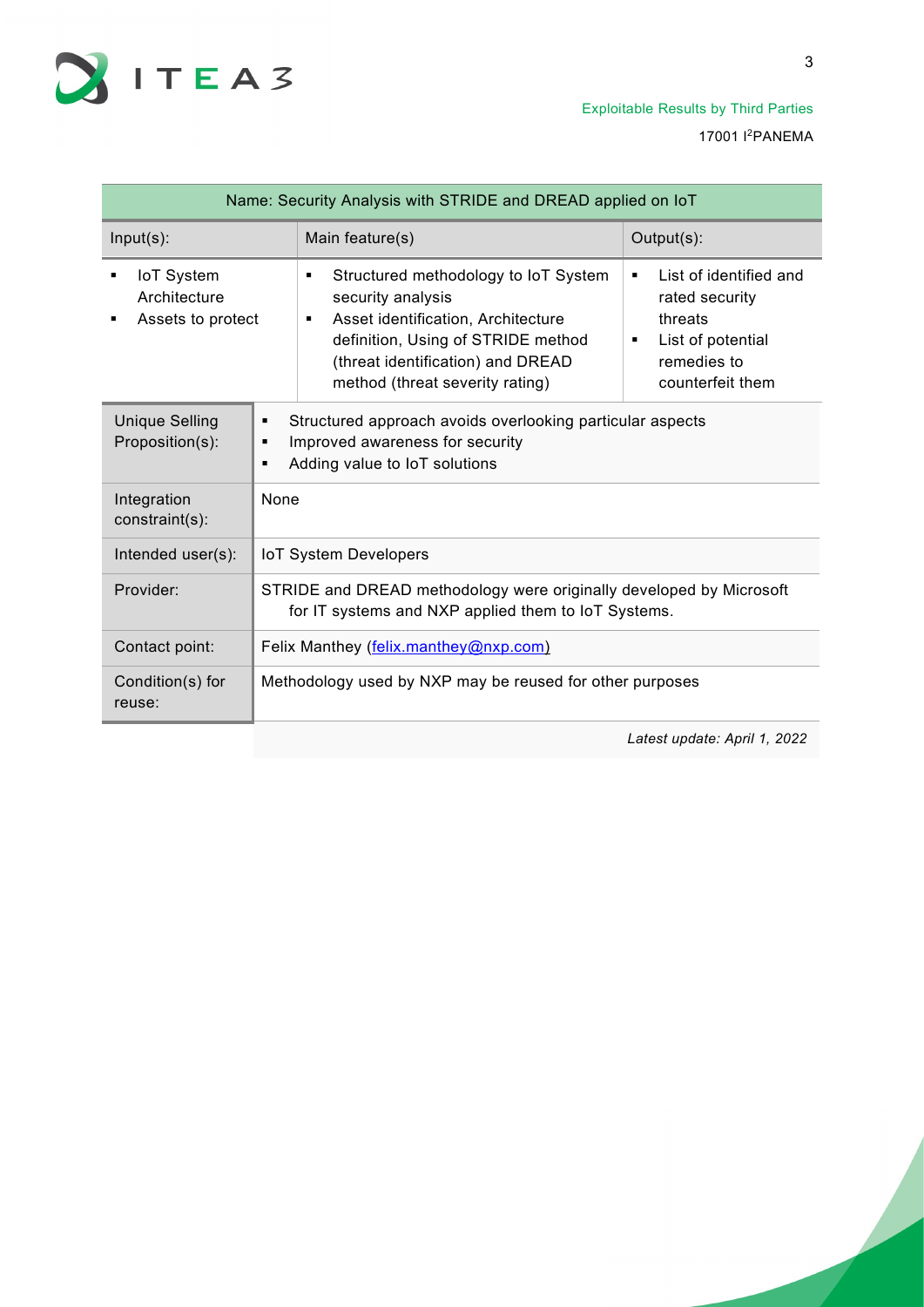| Name: Security Analysis with STRIDE and DREAD applied on IoT | | |
|---|---|---|
| Input(s): | Main feature(s) | Output(s): |
| ▪ IoT System Architecture<br>▪ Assets to protect | ▪ Structured methodology to IoT System security analysis<br>▪ Asset identification, Architecture definition, Using of STRIDE method (threat identification) and DREAD method (threat severity rating) | ▪ List of identified and rated security threats<br>▪ List of potential remedies to counterfeit them |

| | |
|---|---|
| Unique Selling Proposition(s): | ▪ Structured approach avoids overlooking particular aspects<br>▪ Improved awareness for security<br>▪ Adding value to IoT solutions |
| Integration constraint(s): | None |
| Intended user(s): | IoT System Developers |
| Provider: | STRIDE and DREAD methodology were originally developed by Microsoft for IT systems and NXP applied them to IoT Systems. |
| Contact point: | Felix Manthey (felix.manthey@nxp.com) |
| Condition(s) for reuse: | Methodology used by NXP may be reused for other purposes |

*Latest update: April 1, 2022*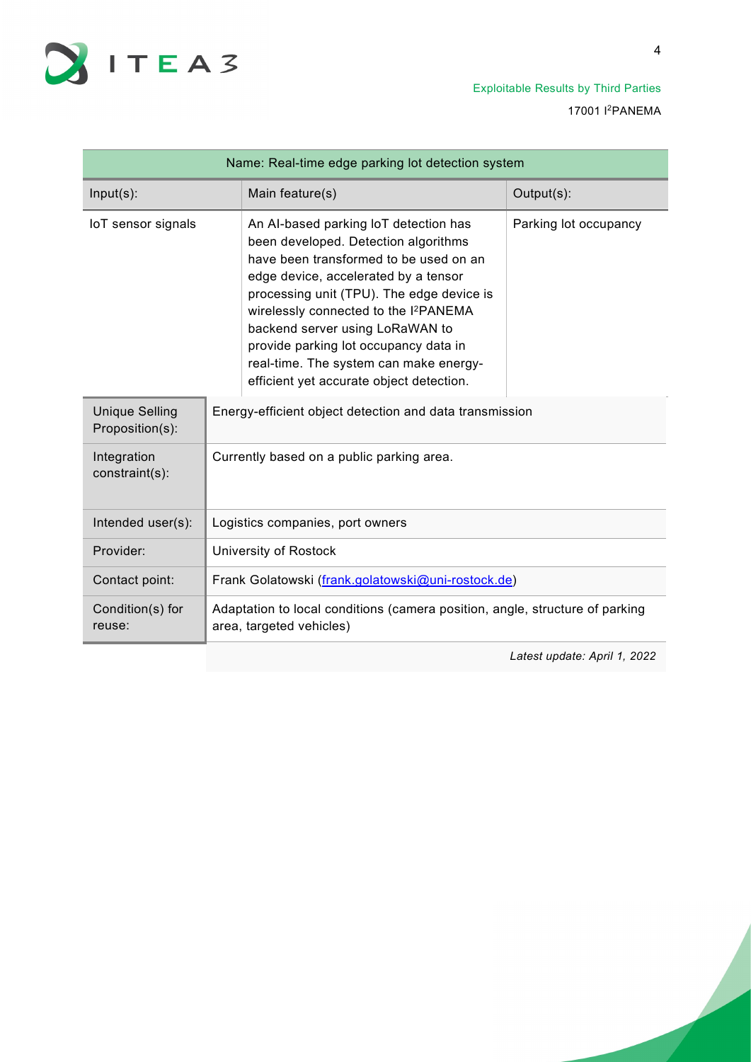| Name: Real-time edge parking lot detection system | | |
|---|---|---|
| Input(s): | Main feature(s) | Output(s): |
| IoT sensor signals | An AI-based parking IoT detection has been developed. Detection algorithms have been transformed to be used on an edge device, accelerated by a tensor processing unit (TPU). The edge device is wirelessly connected to the I[2]PANEMA backend server using LoRaWAN to provide parking lot occupancy data in real-time. The system can make energy-efficient yet accurate object detection. | Parking lot occupancy |

| | |
|---|---|
| Unique Selling Proposition(s): | Energy-efficient object detection and data transmission |
| Integration constraint(s): | Currently based on a public parking area. |
| Intended user(s): | Logistics companies, port owners |
| Provider: | University of Rostock |
| Contact point: | Frank Golatowski (frank.golatowski@uni-rostock.de) |
| Condition(s) for reuse: | Adaptation to local conditions (camera position, angle, structure of parking area, targeted vehicles) |

*Latest update: April 1, 2022*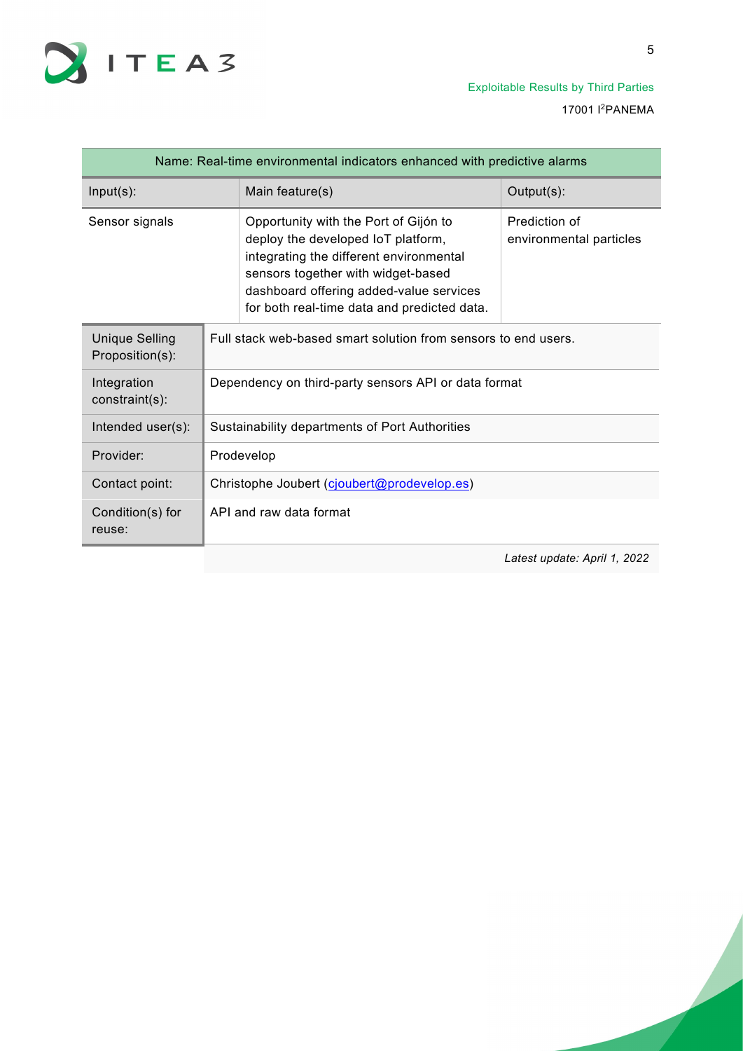| Name: Real-time environmental indicators enhanced with predictive alarms | | |
|---|---|---|
| Input(s): | Main feature(s) | Output(s): |
| Sensor signals | Opportunity with the Port of Gijón to deploy the developed IoT platform, integrating the different environmental sensors together with widget-based dashboard offering added-value services for both real-time data and predicted data. | Prediction of environmental particles |

| | |
|---|---|
| Unique Selling Proposition(s): | Full stack web-based smart solution from sensors to end users. |
| Integration constraint(s): | Dependency on third-party sensors API or data format |
| Intended user(s): | Sustainability departments of Port Authorities |
| Provider: | Prodevelop |
| Contact point: | Christophe Joubert (cjoubert@prodevelop.es) |
| Condition(s) for reuse: | API and raw data format |

*Latest update: April 1, 2022*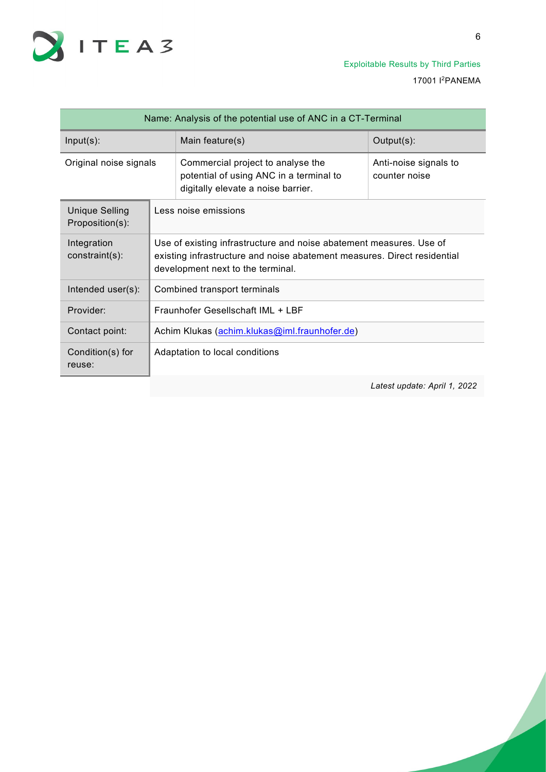| Name: Analysis of the potential use of ANC in a CT-Terminal | | |
|---|---|---|
| Input(s): | Main feature(s) | Output(s): |
| Original noise signals | Commercial project to analyse the potential of using ANC in a terminal to digitally elevate a noise barrier. | Anti-noise signals to counter noise |

| | |
|---|---|
| Unique Selling Proposition(s): | Less noise emissions |
| Integration constraint(s): | Use of existing infrastructure and noise abatement measures. Use of existing infrastructure and noise abatement measures. Direct residential development next to the terminal. |
| Intended user(s): | Combined transport terminals |
| Provider: | Fraunhofer Gesellschaft IML + LBF |
| Contact point: | Achim Klukas (achim.klukas@iml.fraunhofer.de) |
| Condition(s) for reuse: | Adaptation to local conditions |

*Latest update: April 1, 2022*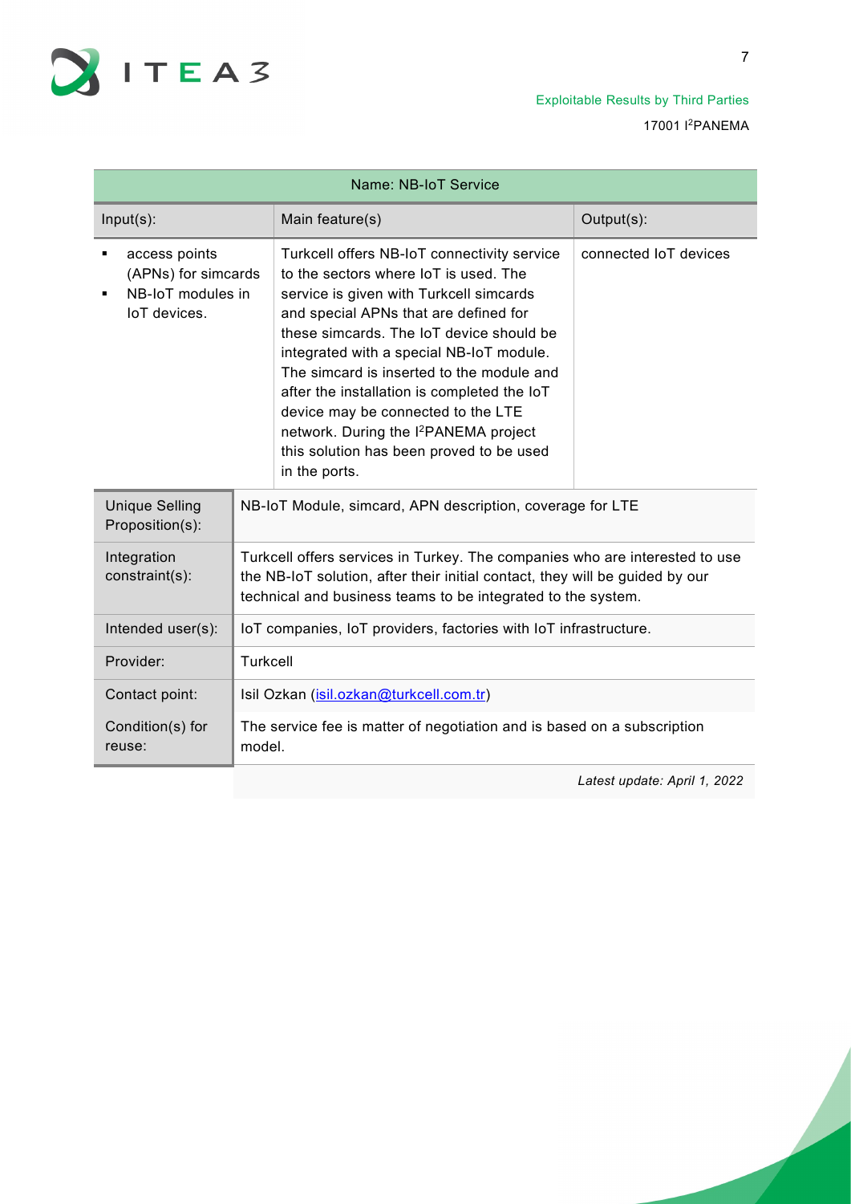| Name: NB-IoT Service | | |
| --- | --- | --- |
| Input(s): | Main feature(s) | Output(s): |
| ▪ access points (APNs) for simcards<br>▪ NB-IoT modules in IoT devices. | Turkcell offers NB-IoT connectivity service to the sectors where IoT is used. The service is given with Turkcell simcards and special APNs that are defined for these simcards. The IoT device should be integrated with a special NB-IoT module. The simcard is inserted to the module and after the installation is completed the IoT device may be connected to the LTE network. During the I²PANEMA project this solution has been proved to be used in the ports. | connected IoT devices |

| | |
| --- | --- |
| Unique Selling Proposition(s): | NB-IoT Module, simcard, APN description, coverage for LTE |
| Integration constraint(s): | Turkcell offers services in Turkey. The companies who are interested to use the NB-IoT solution, after their initial contact, they will be guided by our technical and business teams to be integrated to the system. |
| Intended user(s): | IoT companies, IoT providers, factories with IoT infrastructure. |
| Provider: | Turkcell |
| Contact point: | Isil Ozkan (isil.ozkan@turkcell.com.tr) |
| Condition(s) for reuse: | The service fee is matter of negotiation and is based on a subscription model. |

*Latest update: April 1, 2022*